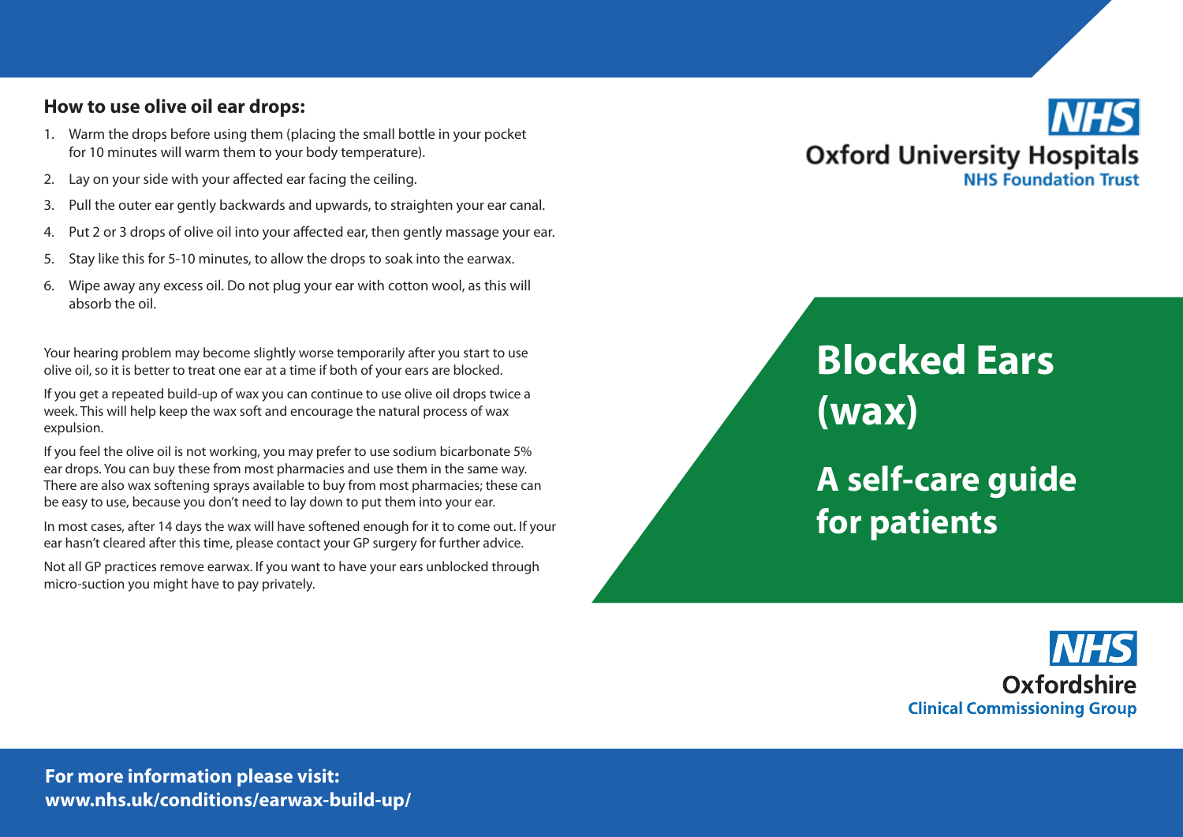### How to use olive oil ear drops:

1. Warm the drops before using them (placing the small bottle in your pocket for 10 minutes will warm them to your body temperature).
2. Lay on your side with your affected ear facing the ceiling.
3. Pull the outer ear gently backwards and upwards, to straighten your ear canal.
4. Put 2 or 3 drops of olive oil into your affected ear, then gently massage your ear.
5. Stay like this for 5-10 minutes, to allow the drops to soak into the earwax.
6. Wipe away any excess oil. Do not plug your ear with cotton wool, as this will absorb the oil.

Your hearing problem may become slightly worse temporarily after you start to use olive oil, so it is better to treat one ear at a time if both of your ears are blocked.

If you get a repeated build-up of wax you can continue to use olive oil drops twice a week. This will help keep the wax soft and encourage the natural process of wax expulsion.

If you feel the olive oil is not working, you may prefer to use sodium bicarbonate 5% ear drops. You can buy these from most pharmacies and use them in the same way. There are also wax softening sprays available to buy from most pharmacies; these can be easy to use, because you don't need to lay down to put them into your ear.

In most cases, after 14 days the wax will have softened enough for it to come out. If your ear hasn't cleared after this time, please contact your GP surgery for further advice.

Not all GP practices remove earwax. If you want to have your ears unblocked through micro-suction you might have to pay privately.

**For more information please visit:**
**www.nhs.uk/conditions/earwax-build-up/**

**NHS**
**Oxford University Hospitals**
**NHS Foundation Trust**

# Blocked Ears (wax)

## A self-care guide for patients

**NHS**
**Oxfordshire**
**Clinical Commissioning Group**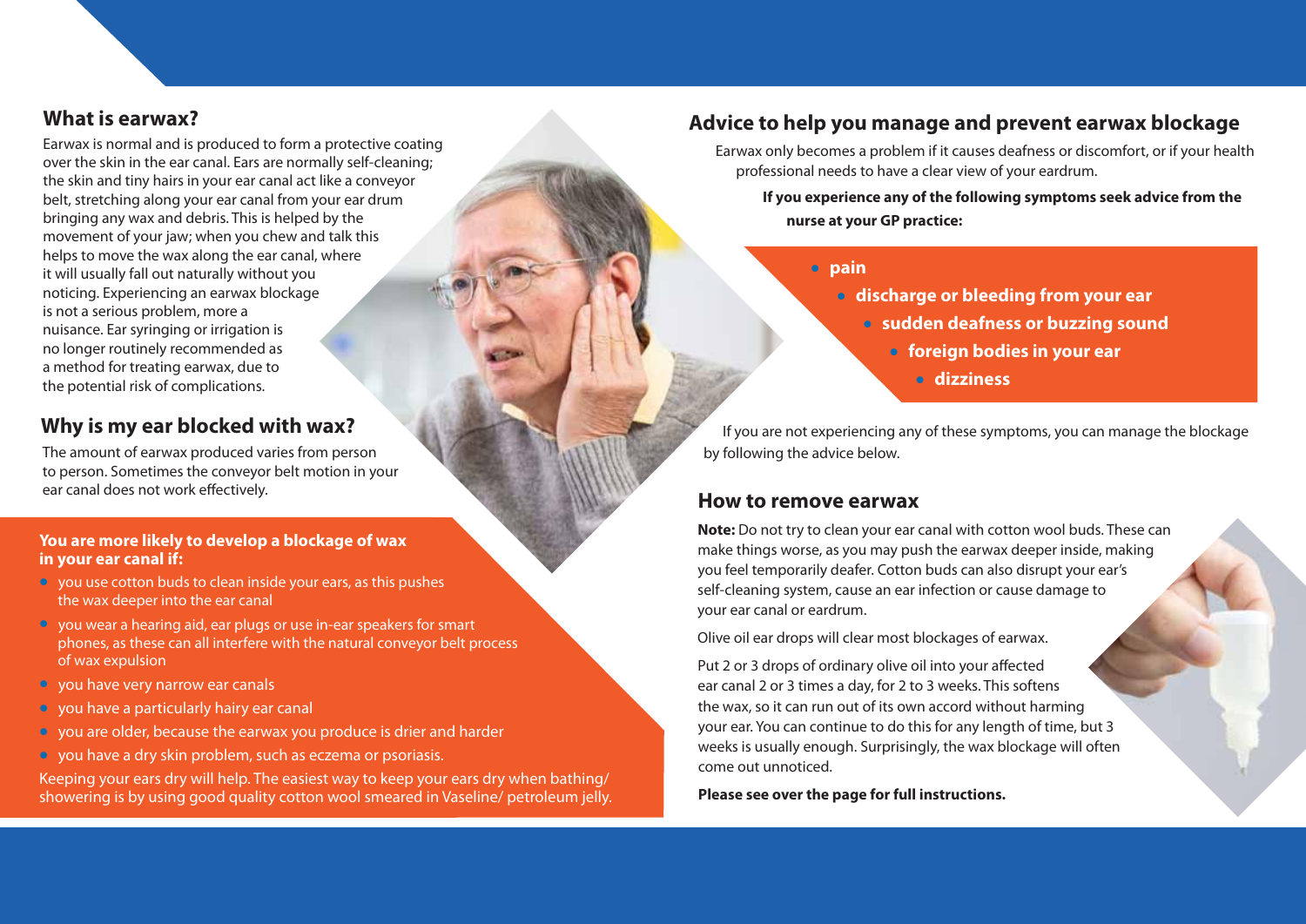## What is earwax?

Earwax is normal and is produced to form a protective coating over the skin in the ear canal. Ears are normally self-cleaning; the skin and tiny hairs in your ear canal act like a conveyor belt, stretching along your ear canal from your ear drum bringing any wax and debris. This is helped by the movement of your jaw; when you chew and talk this helps to move the wax along the ear canal, where it will usually fall out naturally without you noticing. Experiencing an earwax blockage is not a serious problem, more a nuisance. Ear syringing or irrigation is no longer routinely recommended as a method for treating earwax, due to the potential risk of complications.

## Why is my ear blocked with wax?

The amount of earwax produced varies from person to person. Sometimes the conveyor belt motion in your ear canal does not work effectively.

**You are more likely to develop a blockage of wax in your ear canal if:**

- you use cotton buds to clean inside your ears, as this pushes the wax deeper into the ear canal
- you wear a hearing aid, ear plugs or use in-ear speakers for smart phones, as these can all interfere with the natural conveyor belt process of wax expulsion
- you have very narrow ear canals
- you have a particularly hairy ear canal
- you are older, because the earwax you produce is drier and harder
- you have a dry skin problem, such as eczema or psoriasis.

Keeping your ears dry will help. The easiest way to keep your ears dry when bathing/showering is by using good quality cotton wool smeared in Vaseline/ petroleum jelly.

## Advice to help you manage and prevent earwax blockage

Earwax only becomes a problem if it causes deafness or discomfort, or if your health professional needs to have a clear view of your eardrum.

**If you experience any of the following symptoms seek advice from the nurse at your GP practice:**

- **pain**
- **discharge or bleeding from your ear**
- **sudden deafness or buzzing sound**
- **foreign bodies in your ear**
- **dizziness**

If you are not experiencing any of these symptoms, you can manage the blockage by following the advice below.

## How to remove earwax

**Note:** Do not try to clean your ear canal with cotton wool buds. These can make things worse, as you may push the earwax deeper inside, making you feel temporarily deafer. Cotton buds can also disrupt your ear's self-cleaning system, cause an ear infection or cause damage to your ear canal or eardrum.

Olive oil ear drops will clear most blockages of earwax.

Put 2 or 3 drops of ordinary olive oil into your affected ear canal 2 or 3 times a day, for 2 to 3 weeks. This softens the wax, so it can run out of its own accord without harming your ear. You can continue to do this for any length of time, but 3 weeks is usually enough. Surprisingly, the wax blockage will often come out unnoticed.

**Please see over the page for full instructions.**